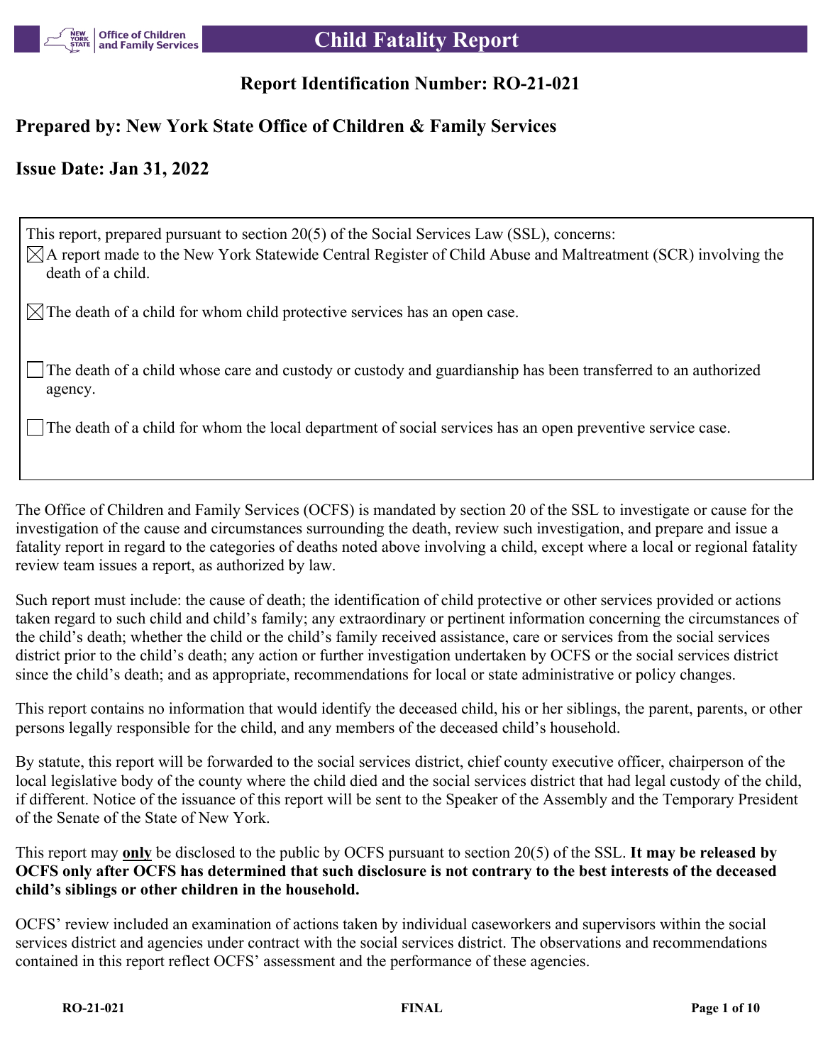# Child Fatality Report

## Report Identification Number: RO-21-021

## Prepared by: New York State Office of Children & Family Services

## Issue Date: Jan 31, 2022

This report, prepared pursuant to section 20(5) of the Social Services Law (SSL), concerns:

- [x] A report made to the New York Statewide Central Register of Child Abuse and Maltreatment (SCR) involving the death of a child.
- [x] The death of a child for whom child protective services has an open case.
- [ ] The death of a child whose care and custody or custody and guardianship has been transferred to an authorized agency.
- [ ] The death of a child for whom the local department of social services has an open preventive service case.

The Office of Children and Family Services (OCFS) is mandated by section 20 of the SSL to investigate or cause for the investigation of the cause and circumstances surrounding the death, review such investigation, and prepare and issue a fatality report in regard to the categories of deaths noted above involving a child, except where a local or regional fatality review team issues a report, as authorized by law.

Such report must include: the cause of death; the identification of child protective or other services provided or actions taken regard to such child and child's family; any extraordinary or pertinent information concerning the circumstances of the child's death; whether the child or the child's family received assistance, care or services from the social services district prior to the child's death; any action or further investigation undertaken by OCFS or the social services district since the child's death; and as appropriate, recommendations for local or state administrative or policy changes.

This report contains no information that would identify the deceased child, his or her siblings, the parent, parents, or other persons legally responsible for the child, and any members of the deceased child's household.

By statute, this report will be forwarded to the social services district, chief county executive officer, chairperson of the local legislative body of the county where the child died and the social services district that had legal custody of the child, if different. Notice of the issuance of this report will be sent to the Speaker of the Assembly and the Temporary President of the Senate of the State of New York.

This report may **only** be disclosed to the public by OCFS pursuant to section 20(5) of the SSL. **It may be released by OCFS only after OCFS has determined that such disclosure is not contrary to the best interests of the deceased child's siblings or other children in the household.**

OCFS' review included an examination of actions taken by individual caseworkers and supervisors within the social services district and agencies under contract with the social services district. The observations and recommendations contained in this report reflect OCFS' assessment and the performance of these agencies.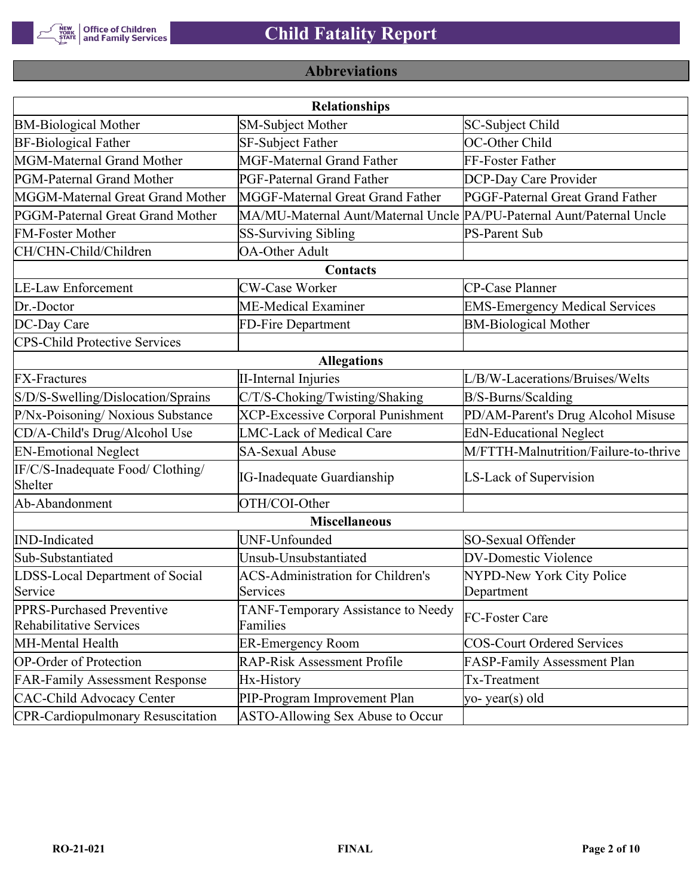## Abbreviations

| Relationships | | |
|---|---|---|
| BM-Biological Mother | SM-Subject Mother | SC-Subject Child |
| BF-Biological Father | SF-Subject Father | OC-Other Child |
| MGM-Maternal Grand Mother | MGF-Maternal Grand Father | FF-Foster Father |
| PGM-Paternal Grand Mother | PGF-Paternal Grand Father | DCP-Day Care Provider |
| MGGM-Maternal Great Grand Mother | MGGF-Maternal Great Grand Father | PGGF-Paternal Great Grand Father |
| PGGM-Paternal Great Grand Mother | MA/MU-Maternal Aunt/Maternal Uncle | PA/PU-Paternal Aunt/Paternal Uncle |
| FM-Foster Mother | SS-Surviving Sibling | PS-Parent Sub |
| CH/CHN-Child/Children | OA-Other Adult | |
| **Contacts** | | |
| LE-Law Enforcement | CW-Case Worker | CP-Case Planner |
| Dr.-Doctor | ME-Medical Examiner | EMS-Emergency Medical Services |
| DC-Day Care | FD-Fire Department | BM-Biological Mother |
| CPS-Child Protective Services | | |
| **Allegations** | | |
| FX-Fractures | II-Internal Injuries | L/B/W-Lacerations/Bruises/Welts |
| S/D/S-Swelling/Dislocation/Sprains | C/T/S-Choking/Twisting/Shaking | B/S-Burns/Scalding |
| P/Nx-Poisoning/ Noxious Substance | XCP-Excessive Corporal Punishment | PD/AM-Parent's Drug Alcohol Misuse |
| CD/A-Child's Drug/Alcohol Use | LMC-Lack of Medical Care | EdN-Educational Neglect |
| EN-Emotional Neglect | SA-Sexual Abuse | M/FTTH-Malnutrition/Failure-to-thrive |
| IF/C/S-Inadequate Food/ Clothing/ Shelter | IG-Inadequate Guardianship | LS-Lack of Supervision |
| Ab-Abandonment | OTH/COI-Other | |
| **Miscellaneous** | | |
| IND-Indicated | UNF-Unfounded | SO-Sexual Offender |
| Sub-Substantiated | Unsub-Unsubstantiated | DV-Domestic Violence |
| LDSS-Local Department of Social Service | ACS-Administration for Children's Services | NYPD-New York City Police Department |
| PPRS-Purchased Preventive Rehabilitative Services | TANF-Temporary Assistance to Needy Families | FC-Foster Care |
| MH-Mental Health | ER-Emergency Room | COS-Court Ordered Services |
| OP-Order of Protection | RAP-Risk Assessment Profile | FASP-Family Assessment Plan |
| FAR-Family Assessment Response | Hx-History | Tx-Treatment |
| CAC-Child Advocacy Center | PIP-Program Improvement Plan | yo- year(s) old |
| CPR-Cardiopulmonary Resuscitation | ASTO-Allowing Sex Abuse to Occur | |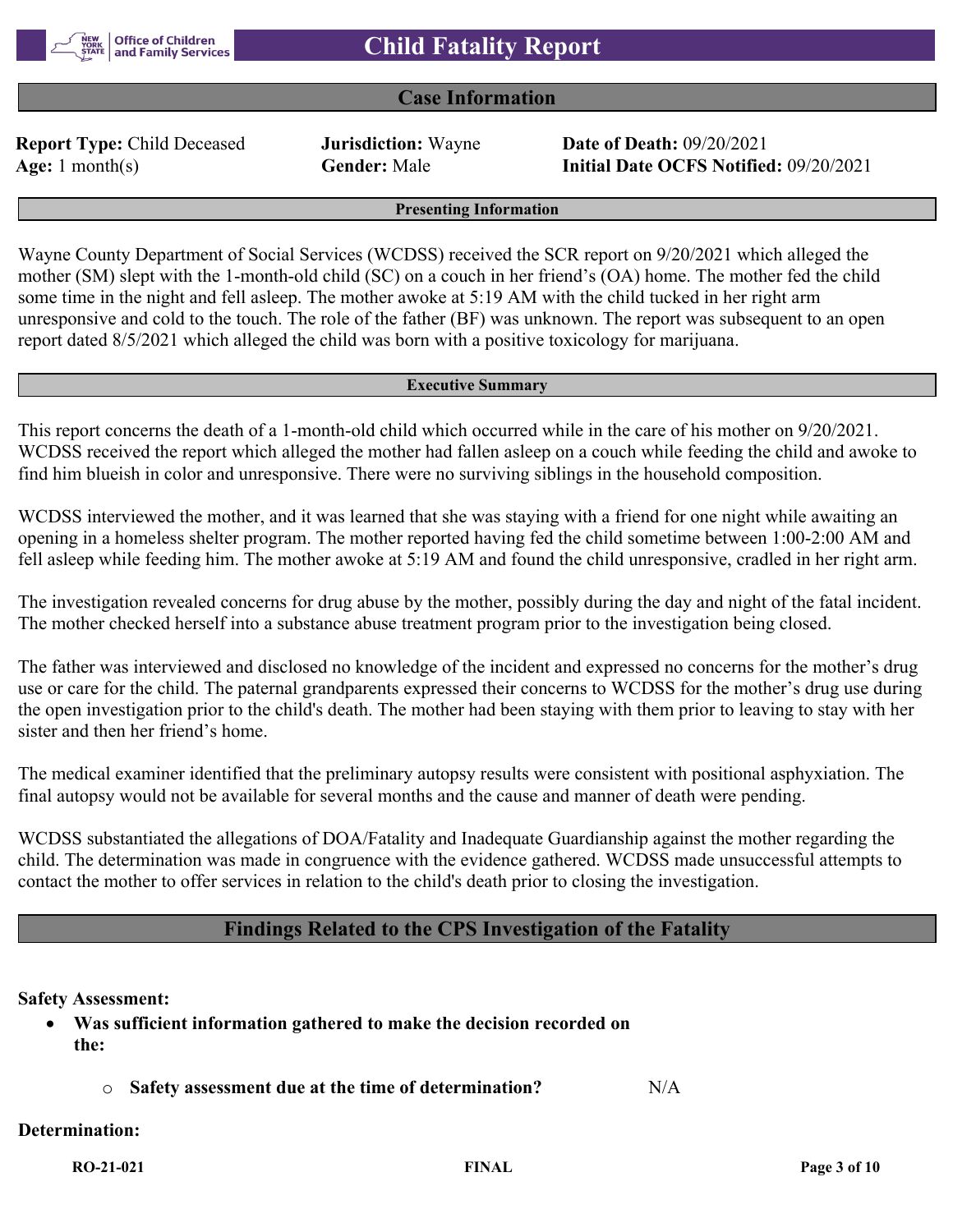# Child Fatality Report

## Case Information

**Report Type:** Child Deceased **Jurisdiction:** Wayne **Date of Death:** 09/20/2021
**Age:** 1 month(s) **Gender:** Male **Initial Date OCFS Notified:** 09/20/2021

### Presenting Information

Wayne County Department of Social Services (WCDSS) received the SCR report on 9/20/2021 which alleged the mother (SM) slept with the 1-month-old child (SC) on a couch in her friend's (OA) home. The mother fed the child some time in the night and fell asleep. The mother awoke at 5:19 AM with the child tucked in her right arm unresponsive and cold to the touch. The role of the father (BF) was unknown. The report was subsequent to an open report dated 8/5/2021 which alleged the child was born with a positive toxicology for marijuana.

### Executive Summary

This report concerns the death of a 1-month-old child which occurred while in the care of his mother on 9/20/2021. WCDSS received the report which alleged the mother had fallen asleep on a couch while feeding the child and awoke to find him blueish in color and unresponsive. There were no surviving siblings in the household composition.

WCDSS interviewed the mother, and it was learned that she was staying with a friend for one night while awaiting an opening in a homeless shelter program. The mother reported having fed the child sometime between 1:00-2:00 AM and fell asleep while feeding him. The mother awoke at 5:19 AM and found the child unresponsive, cradled in her right arm.

The investigation revealed concerns for drug abuse by the mother, possibly during the day and night of the fatal incident. The mother checked herself into a substance abuse treatment program prior to the investigation being closed.

The father was interviewed and disclosed no knowledge of the incident and expressed no concerns for the mother's drug use or care for the child. The paternal grandparents expressed their concerns to WCDSS for the mother's drug use during the open investigation prior to the child's death. The mother had been staying with them prior to leaving to stay with her sister and then her friend's home.

The medical examiner identified that the preliminary autopsy results were consistent with positional asphyxiation. The final autopsy would not be available for several months and the cause and manner of death were pending.

WCDSS substantiated the allegations of DOA/Fatality and Inadequate Guardianship against the mother regarding the child. The determination was made in congruence with the evidence gathered. WCDSS made unsuccessful attempts to contact the mother to offer services in relation to the child's death prior to closing the investigation.

## Findings Related to the CPS Investigation of the Fatality

**Safety Assessment:**

- **Was sufficient information gathered to make the decision recorded on the:**
  - **Safety assessment due at the time of determination?** N/A

**Determination:**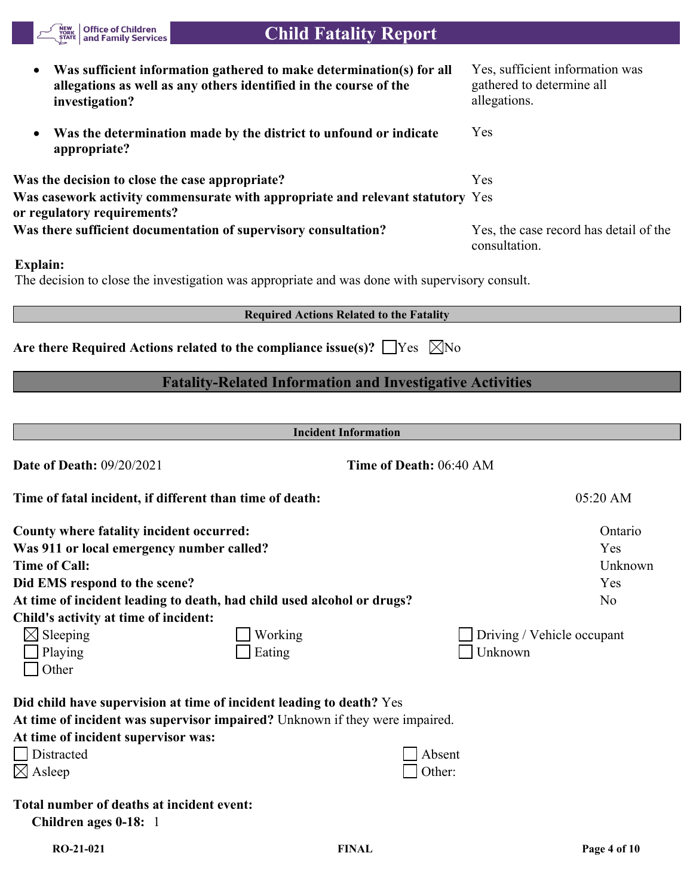- **Was sufficient information gathered to make determination(s) for all allegations as well as any others identified in the course of the investigation?** Yes, sufficient information was gathered to determine all allegations.
- **Was the determination made by the district to unfound or indicate appropriate?** Yes

**Was the decision to close the case appropriate?** Yes

**Was casework activity commensurate with appropriate and relevant statutory or regulatory requirements?** Yes

**Was there sufficient documentation of supervisory consultation?** Yes, the case record has detail of the consultation.

**Explain:**

The decision to close the investigation was appropriate and was done with supervisory consult.

### Required Actions Related to the Fatality

**Are there Required Actions related to the compliance issue(s)?** ☐ Yes ☒ No

## Fatality-Related Information and Investigative Activities

### Incident Information

**Date of Death:** 09/20/2021 **Time of Death:** 06:40 AM

**Time of fatal incident, if different than time of death:** 05:20 AM

**County where fatality incident occurred:** Ontario

**Was 911 or local emergency number called?** Yes

**Time of Call:** Unknown

**Did EMS respond to the scene?** Yes

**At time of incident leading to death, had child used alcohol or drugs?** No

**Child's activity at time of incident:**

☒ Sleeping ☐ Working ☐ Driving / Vehicle occupant
☐ Playing ☐ Eating ☐ Unknown
☐ Other

**Did child have supervision at time of incident leading to death?** Yes

**At time of incident was supervisor impaired?** Unknown if they were impaired.

**At time of incident supervisor was:**

☐ Distracted ☐ Absent
☒ Asleep ☐ Other:

**Total number of deaths at incident event:**

**Children ages 0-18:** 1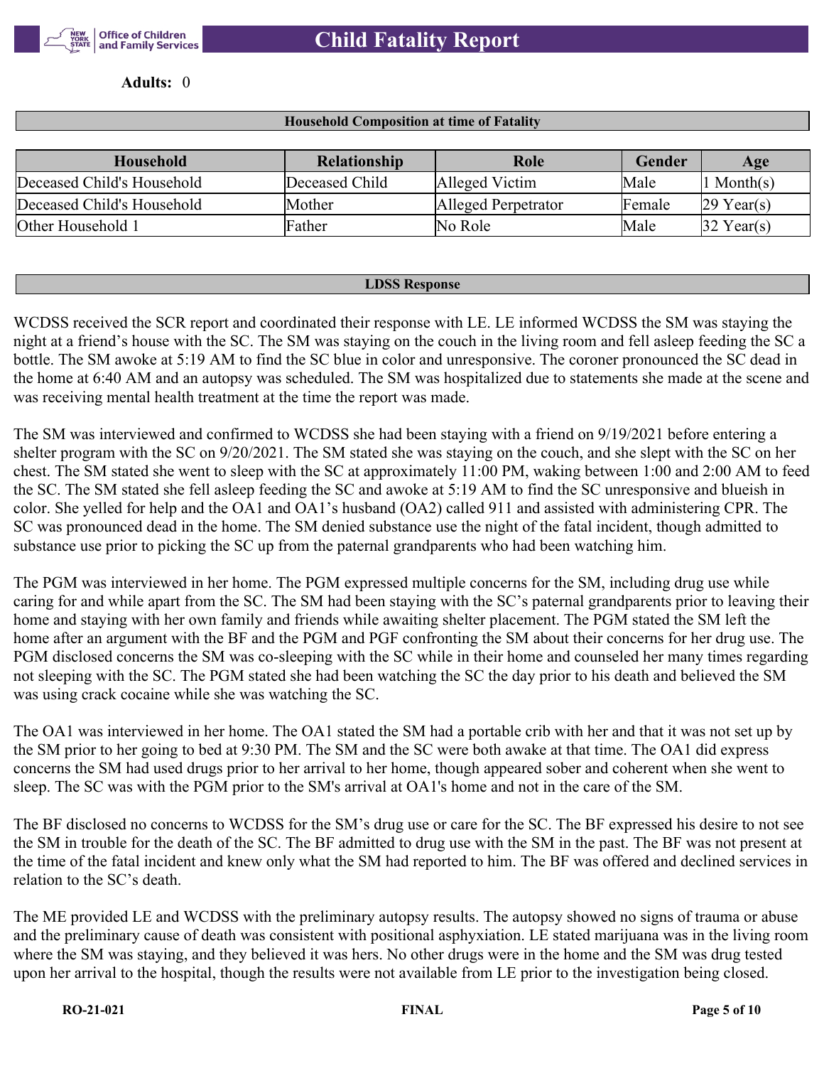**Adults:** 0

## Household Composition at time of Fatality

| Household | Relationship | Role | Gender | Age |
| --- | --- | --- | --- | --- |
| Deceased Child's Household | Deceased Child | Alleged Victim | Male | 1 Month(s) |
| Deceased Child's Household | Mother | Alleged Perpetrator | Female | 29 Year(s) |
| Other Household 1 | Father | No Role | Male | 32 Year(s) |

## LDSS Response

WCDSS received the SCR report and coordinated their response with LE. LE informed WCDSS the SM was staying the night at a friend's house with the SC. The SM was staying on the couch in the living room and fell asleep feeding the SC a bottle. The SM awoke at 5:19 AM to find the SC blue in color and unresponsive. The coroner pronounced the SC dead in the home at 6:40 AM and an autopsy was scheduled. The SM was hospitalized due to statements she made at the scene and was receiving mental health treatment at the time the report was made.

The SM was interviewed and confirmed to WCDSS she had been staying with a friend on 9/19/2021 before entering a shelter program with the SC on 9/20/2021. The SM stated she was staying on the couch, and she slept with the SC on her chest. The SM stated she went to sleep with the SC at approximately 11:00 PM, waking between 1:00 and 2:00 AM to feed the SC. The SM stated she fell asleep feeding the SC and awoke at 5:19 AM to find the SC unresponsive and blueish in color. She yelled for help and the OA1 and OA1's husband (OA2) called 911 and assisted with administering CPR. The SC was pronounced dead in the home. The SM denied substance use the night of the fatal incident, though admitted to substance use prior to picking the SC up from the paternal grandparents who had been watching him.

The PGM was interviewed in her home. The PGM expressed multiple concerns for the SM, including drug use while caring for and while apart from the SC. The SM had been staying with the SC's paternal grandparents prior to leaving their home and staying with her own family and friends while awaiting shelter placement. The PGM stated the SM left the home after an argument with the BF and the PGM and PGF confronting the SM about their concerns for her drug use. The PGM disclosed concerns the SM was co-sleeping with the SC while in their home and counseled her many times regarding not sleeping with the SC. The PGM stated she had been watching the SC the day prior to his death and believed the SM was using crack cocaine while she was watching the SC.

The OA1 was interviewed in her home. The OA1 stated the SM had a portable crib with her and that it was not set up by the SM prior to her going to bed at 9:30 PM. The SM and the SC were both awake at that time. The OA1 did express concerns the SM had used drugs prior to her arrival to her home, though appeared sober and coherent when she went to sleep. The SC was with the PGM prior to the SM's arrival at OA1's home and not in the care of the SM.

The BF disclosed no concerns to WCDSS for the SM's drug use or care for the SC. The BF expressed his desire to not see the SM in trouble for the death of the SC. The BF admitted to drug use with the SM in the past. The BF was not present at the time of the fatal incident and knew only what the SM had reported to him. The BF was offered and declined services in relation to the SC's death.

The ME provided LE and WCDSS with the preliminary autopsy results. The autopsy showed no signs of trauma or abuse and the preliminary cause of death was consistent with positional asphyxiation. LE stated marijuana was in the living room where the SM was staying, and they believed it was hers. No other drugs were in the home and the SM was drug tested upon her arrival to the hospital, though the results were not available from LE prior to the investigation being closed.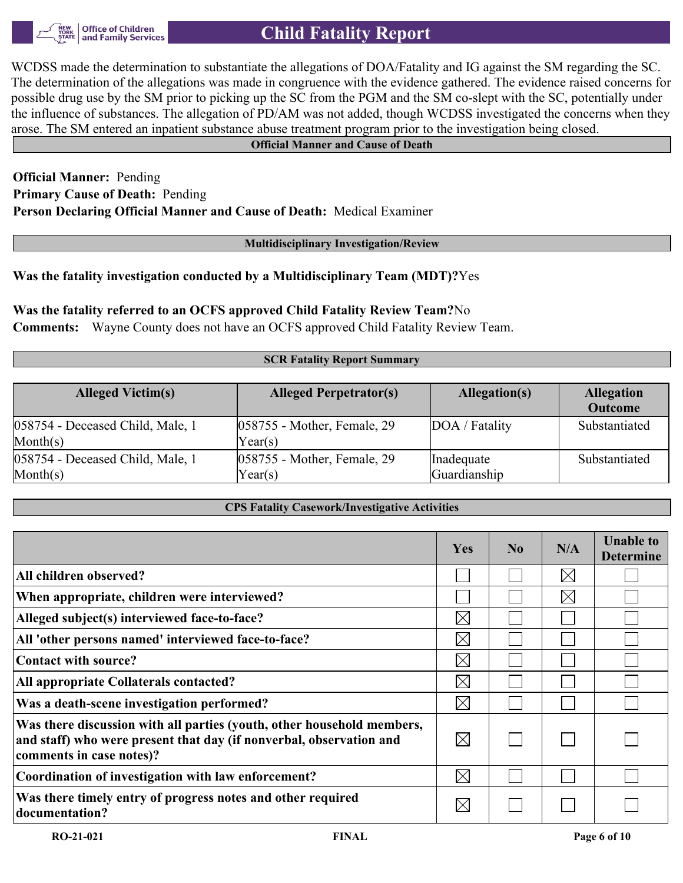WCDSS made the determination to substantiate the allegations of DOA/Fatality and IG against the SM regarding the SC. The determination of the allegations was made in congruence with the evidence gathered. The evidence raised concerns for possible drug use by the SM prior to picking up the SC from the PGM and the SM co-slept with the SC, potentially under the influence of substances. The allegation of PD/AM was not added, though WCDSS investigated the concerns when they arose. The SM entered an inpatient substance abuse treatment program prior to the investigation being closed.

## Official Manner and Cause of Death

**Official Manner:** Pending
**Primary Cause of Death:** Pending
**Person Declaring Official Manner and Cause of Death:** Medical Examiner

## Multidisciplinary Investigation/Review

**Was the fatality investigation conducted by a Multidisciplinary Team (MDT)?** Yes

**Was the fatality referred to an OCFS approved Child Fatality Review Team?** No
**Comments:** Wayne County does not have an OCFS approved Child Fatality Review Team.

## SCR Fatality Report Summary

| Alleged Victim(s) | Alleged Perpetrator(s) | Allegation(s) | Allegation Outcome |
|---|---|---|---|
| 058754 - Deceased Child, Male, 1 Month(s) | 058755 - Mother, Female, 29 Year(s) | DOA / Fatality | Substantiated |
| 058754 - Deceased Child, Male, 1 Month(s) | 058755 - Mother, Female, 29 Year(s) | Inadequate Guardianship | Substantiated |

## CPS Fatality Casework/Investigative Activities

| | Yes | No | N/A | Unable to Determine |
|---|---|---|---|---|
| **All children observed?** | ☐ | ☐ | ☒ | ☐ |
| **When appropriate, children were interviewed?** | ☐ | ☐ | ☒ | ☐ |
| **Alleged subject(s) interviewed face-to-face?** | ☒ | ☐ | ☐ | ☐ |
| **All 'other persons named' interviewed face-to-face?** | ☒ | ☐ | ☐ | ☐ |
| **Contact with source?** | ☒ | ☐ | ☐ | ☐ |
| **All appropriate Collaterals contacted?** | ☒ | ☐ | ☐ | ☐ |
| **Was a death-scene investigation performed?** | ☒ | ☐ | ☐ | ☐ |
| **Was there discussion with all parties (youth, other household members, and staff) who were present that day (if nonverbal, observation and comments in case notes)?** | ☒ | ☐ | ☐ | ☐ |
| **Coordination of investigation with law enforcement?** | ☒ | ☐ | ☐ | ☐ |
| **Was there timely entry of progress notes and other required documentation?** | ☒ | ☐ | ☐ | ☐ |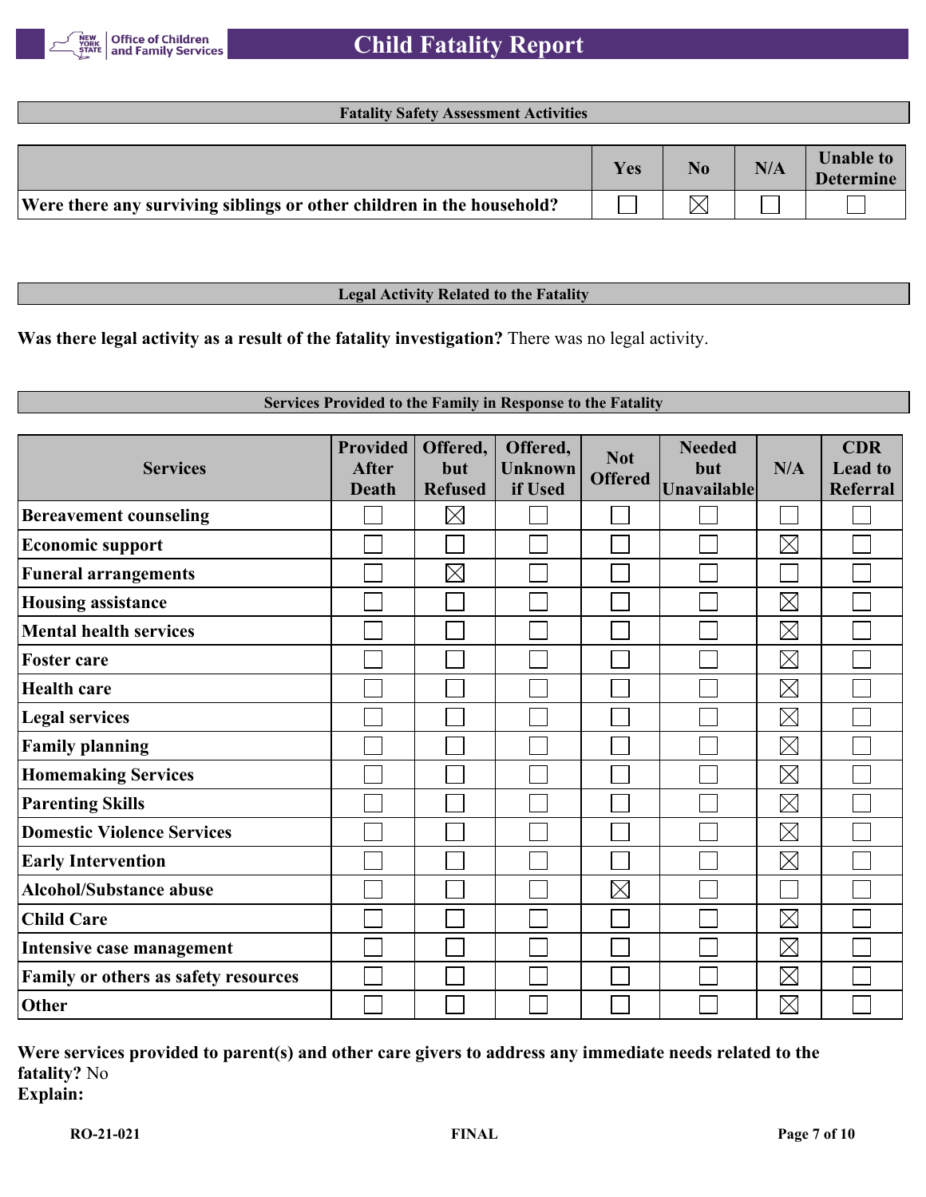## Fatality Safety Assessment Activities

| | Yes | No | N/A | Unable to Determine |
|---|---|---|---|---|
| **Were there any surviving siblings or other children in the household?** | ☐ | ☒ | ☐ | ☐ |

## Legal Activity Related to the Fatality

**Was there legal activity as a result of the fatality investigation?** There was no legal activity.

## Services Provided to the Family in Response to the Fatality

| Services | Provided After Death | Offered, but Refused | Offered, Unknown if Used | Not Offered | Needed but Unavailable | N/A | CDR Lead to Referral |
|---|---|---|---|---|---|---|---|
| **Bereavement counseling** | ☐ | ☒ | ☐ | ☐ | ☐ | ☐ | ☐ |
| **Economic support** | ☐ | ☐ | ☐ | ☐ | ☐ | ☒ | ☐ |
| **Funeral arrangements** | ☐ | ☒ | ☐ | ☐ | ☐ | ☐ | ☐ |
| **Housing assistance** | ☐ | ☐ | ☐ | ☐ | ☐ | ☒ | ☐ |
| **Mental health services** | ☐ | ☐ | ☐ | ☐ | ☐ | ☒ | ☐ |
| **Foster care** | ☐ | ☐ | ☐ | ☐ | ☐ | ☒ | ☐ |
| **Health care** | ☐ | ☐ | ☐ | ☐ | ☐ | ☒ | ☐ |
| **Legal services** | ☐ | ☐ | ☐ | ☐ | ☐ | ☒ | ☐ |
| **Family planning** | ☐ | ☐ | ☐ | ☐ | ☐ | ☒ | ☐ |
| **Homemaking Services** | ☐ | ☐ | ☐ | ☐ | ☐ | ☒ | ☐ |
| **Parenting Skills** | ☐ | ☐ | ☐ | ☐ | ☐ | ☒ | ☐ |
| **Domestic Violence Services** | ☐ | ☐ | ☐ | ☐ | ☐ | ☒ | ☐ |
| **Early Intervention** | ☐ | ☐ | ☐ | ☐ | ☐ | ☒ | ☐ |
| **Alcohol/Substance abuse** | ☐ | ☐ | ☐ | ☒ | ☐ | ☐ | ☐ |
| **Child Care** | ☐ | ☐ | ☐ | ☐ | ☐ | ☒ | ☐ |
| **Intensive case management** | ☐ | ☐ | ☐ | ☐ | ☐ | ☒ | ☐ |
| **Family or others as safety resources** | ☐ | ☐ | ☐ | ☐ | ☐ | ☒ | ☐ |
| **Other** | ☐ | ☐ | ☐ | ☐ | ☐ | ☒ | ☐ |

**Were services provided to parent(s) and other care givers to address any immediate needs related to the fatality?** No
**Explain:**

RO-21-021 FINAL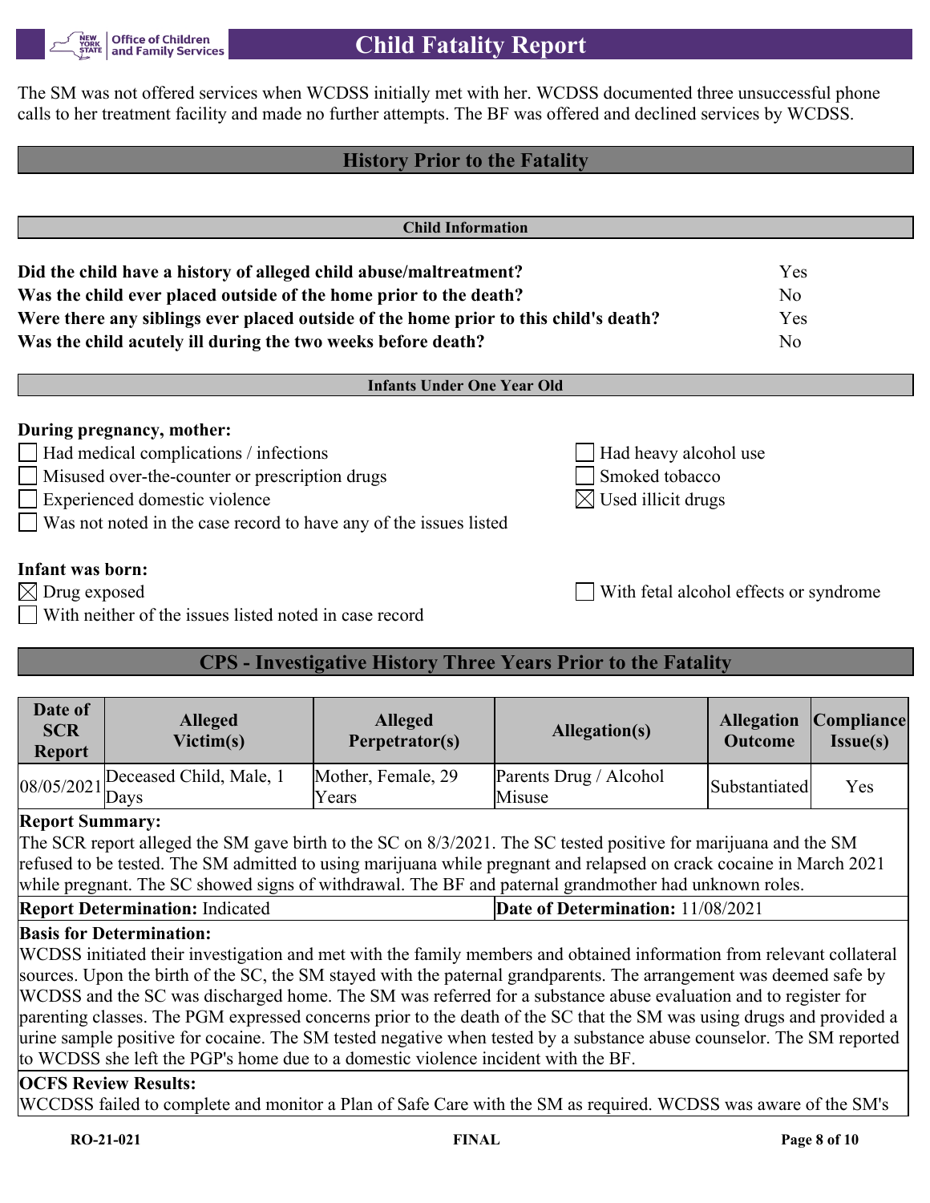The SM was not offered services when WCDSS initially met with her. WCDSS documented three unsuccessful phone calls to her treatment facility and made no further attempts. The BF was offered and declined services by WCDSS.

## History Prior to the Fatality

### Child Information

| | |
|---|---|
| **Did the child have a history of alleged child abuse/maltreatment?** | Yes |
| **Was the child ever placed outside of the home prior to the death?** | No |
| **Were there any siblings ever placed outside of the home prior to this child's death?** | Yes |
| **Was the child acutely ill during the two weeks before death?** | No |

### Infants Under One Year Old

**During pregnancy, mother:**

- [ ] Had medical complications / infections
- [ ] Misused over-the-counter or prescription drugs
- [ ] Experienced domestic violence
- [ ] Was not noted in the case record to have any of the issues listed
- [ ] Had heavy alcohol use
- [ ] Smoked tobacco
- [x] Used illicit drugs

**Infant was born:**

- [x] Drug exposed
- [ ] With neither of the issues listed noted in case record
- [ ] With fetal alcohol effects or syndrome

## CPS - Investigative History Three Years Prior to the Fatality

| Date of SCR Report | Alleged Victim(s) | Alleged Perpetrator(s) | Allegation(s) | Allegation Outcome | Compliance Issue(s) |
|---|---|---|---|---|---|
| 08/05/2021 | Deceased Child, Male, 1 Days | Mother, Female, 29 Years | Parents Drug / Alcohol Misuse | Substantiated | Yes |

**Report Summary:**
The SCR report alleged the SM gave birth to the SC on 8/3/2021. The SC tested positive for marijuana and the SM refused to be tested. The SM admitted to using marijuana while pregnant and relapsed on crack cocaine in March 2021 while pregnant. The SC showed signs of withdrawal. The BF and paternal grandmother had unknown roles.

**Report Determination:** Indicated

**Date of Determination:** 11/08/2021

**Basis for Determination:**
WCDSS initiated their investigation and met with the family members and obtained information from relevant collateral sources. Upon the birth of the SC, the SM stayed with the paternal grandparents. The arrangement was deemed safe by WCDSS and the SC was discharged home. The SM was referred for a substance abuse evaluation and to register for parenting classes. The PGM expressed concerns prior to the death of the SC that the SM was using drugs and provided a urine sample positive for cocaine. The SM tested negative when tested by a substance abuse counselor. The SM reported to WCDSS she left the PGP's home due to a domestic violence incident with the BF.

**OCFS Review Results:**
WCCDSS failed to complete and monitor a Plan of Safe Care with the SM as required. WCDSS was aware of the SM's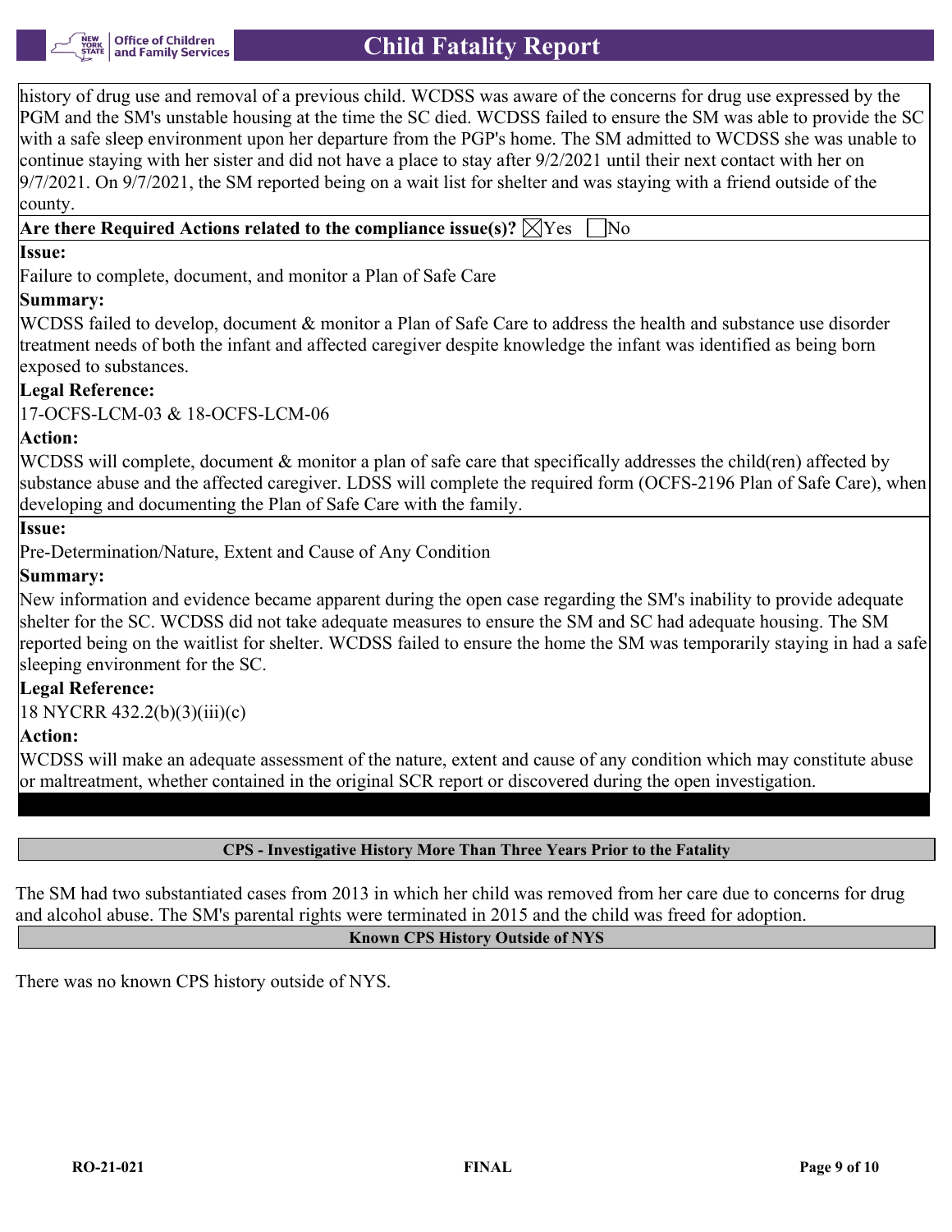history of drug use and removal of a previous child. WCDSS was aware of the concerns for drug use expressed by the PGM and the SM's unstable housing at the time the SC died. WCDSS failed to ensure the SM was able to provide the SC with a safe sleep environment upon her departure from the PGP's home. The SM admitted to WCDSS she was unable to continue staying with her sister and did not have a place to stay after 9/2/2021 until their next contact with her on 9/7/2021. On 9/7/2021, the SM reported being on a wait list for shelter and was staying with a friend outside of the county.

**Are there Required Actions related to the compliance issue(s)?** ☒Yes ☐No

**Issue:**

Failure to complete, document, and monitor a Plan of Safe Care

**Summary:**

WCDSS failed to develop, document & monitor a Plan of Safe Care to address the health and substance use disorder treatment needs of both the infant and affected caregiver despite knowledge the infant was identified as being born exposed to substances.

**Legal Reference:**

17-OCFS-LCM-03 & 18-OCFS-LCM-06

**Action:**

WCDSS will complete, document & monitor a plan of safe care that specifically addresses the child(ren) affected by substance abuse and the affected caregiver. LDSS will complete the required form (OCFS-2196 Plan of Safe Care), when developing and documenting the Plan of Safe Care with the family.

**Issue:**

Pre-Determination/Nature, Extent and Cause of Any Condition

**Summary:**

New information and evidence became apparent during the open case regarding the SM's inability to provide adequate shelter for the SC. WCDSS did not take adequate measures to ensure the SM and SC had adequate housing. The SM reported being on the waitlist for shelter. WCDSS failed to ensure the home the SM was temporarily staying in had a safe sleeping environment for the SC.

**Legal Reference:**

18 NYCRR 432.2(b)(3)(iii)(c)

**Action:**

WCDSS will make an adequate assessment of the nature, extent and cause of any condition which may constitute abuse or maltreatment, whether contained in the original SCR report or discovered during the open investigation.

## CPS - Investigative History More Than Three Years Prior to the Fatality

The SM had two substantiated cases from 2013 in which her child was removed from her care due to concerns for drug and alcohol abuse. The SM's parental rights were terminated in 2015 and the child was freed for adoption.

## Known CPS History Outside of NYS

There was no known CPS history outside of NYS.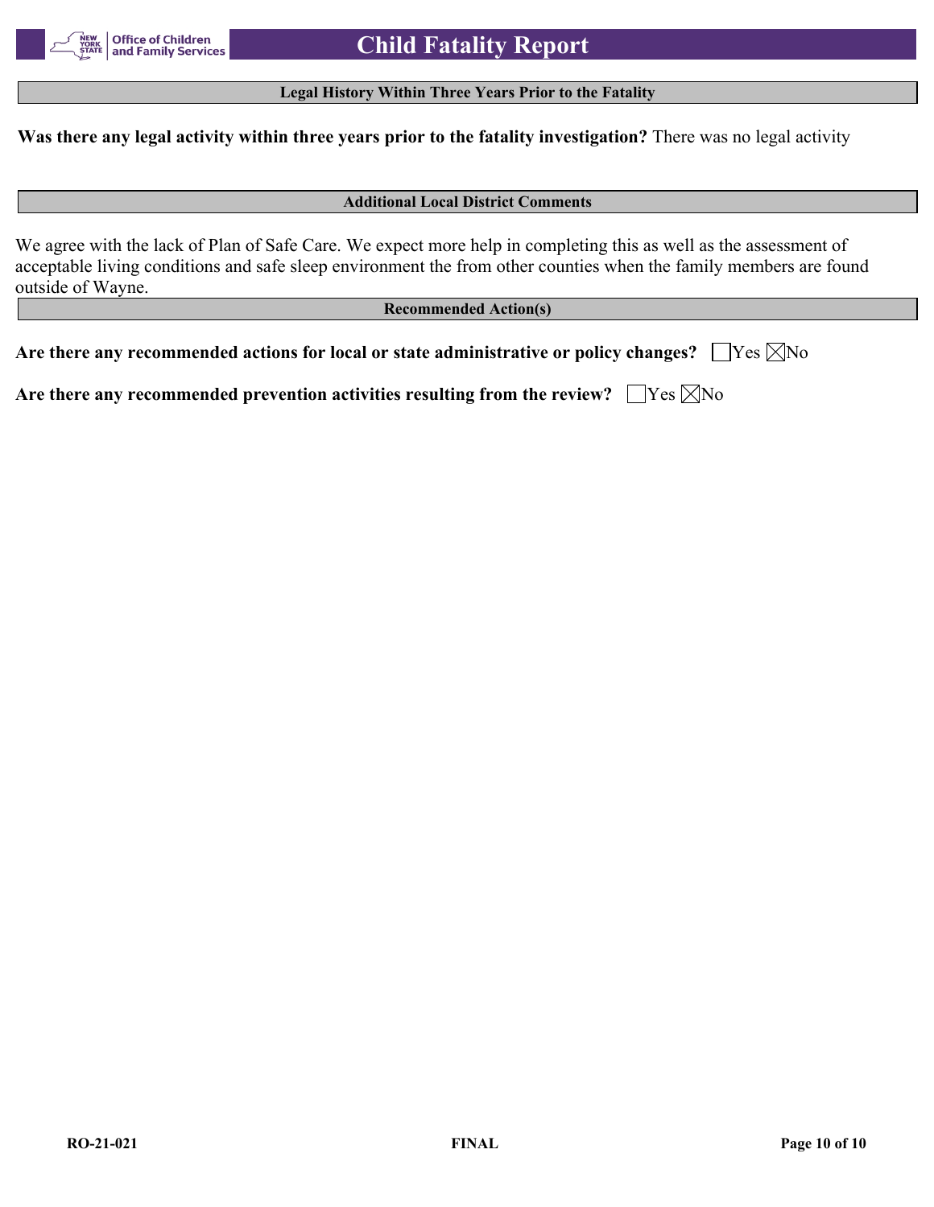## Legal History Within Three Years Prior to the Fatality

**Was there any legal activity within three years prior to the fatality investigation?** There was no legal activity

## Additional Local District Comments

We agree with the lack of Plan of Safe Care. We expect more help in completing this as well as the assessment of acceptable living conditions and safe sleep environment the from other counties when the family members are found outside of Wayne.

## Recommended Action(s)

**Are there any recommended actions for local or state administrative or policy changes?** ☐Yes ☒No

**Are there any recommended prevention activities resulting from the review?** ☐Yes ☒No